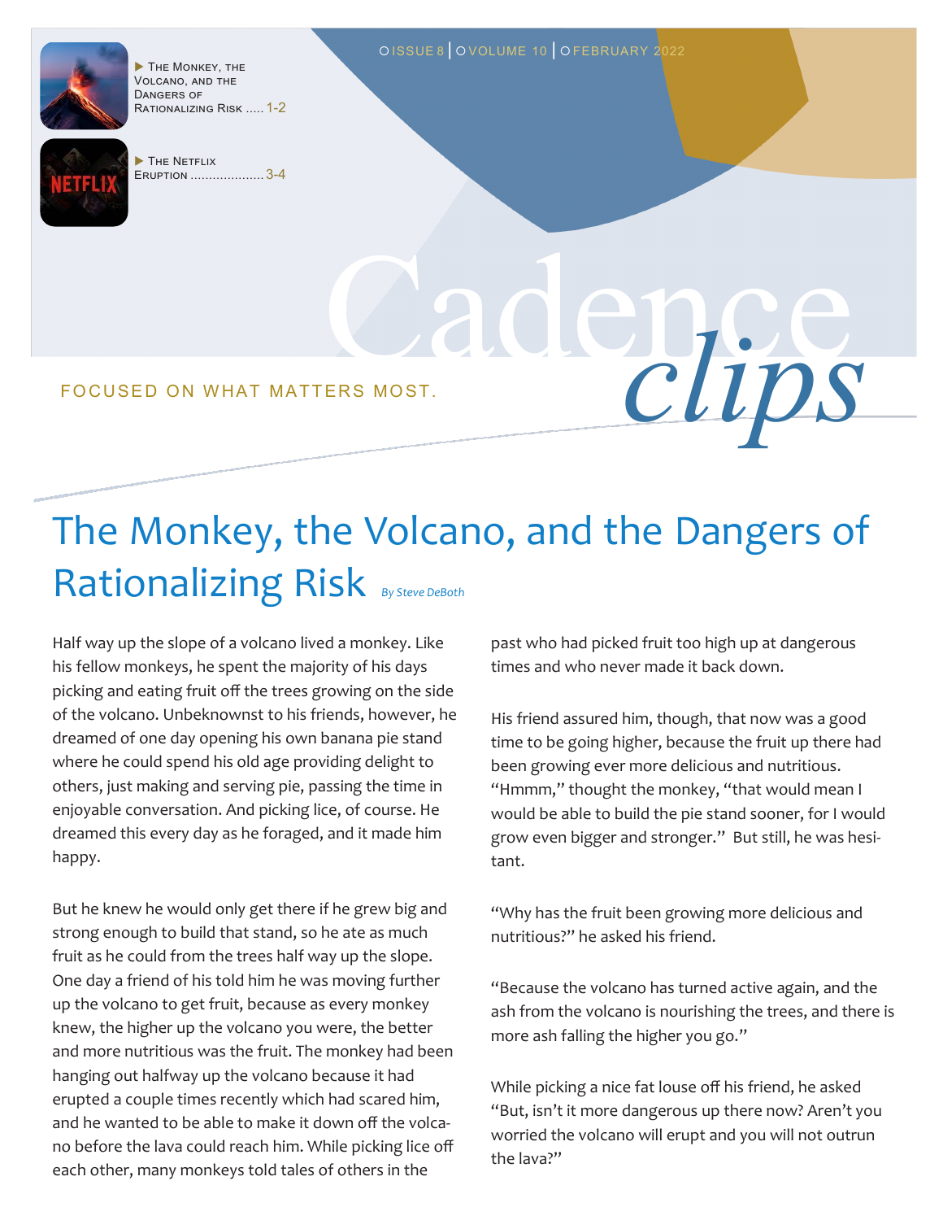ISSUE 8 | VOLUME 10 | FEBRUARY 2022

▶ The Monkey, the Volcano, and the Dangers of Rationalizing Risk ..... 1-2

▶ The Netflix Eruption .................... 3-4

# Cadence *clips*

FOCUSED ON WHAT MATTERS MOST.

## The Monkey, the Volcano, and the Dangers of Rationalizing Risk

*By Steve DeBoth*

Half way up the slope of a volcano lived a monkey. Like his fellow monkeys, he spent the majority of his days picking and eating fruit off the trees growing on the side of the volcano. Unbeknownst to his friends, however, he dreamed of one day opening his own banana pie stand where he could spend his old age providing delight to others, just making and serving pie, passing the time in enjoyable conversation. And picking lice, of course. He dreamed this every day as he foraged, and it made him happy.

But he knew he would only get there if he grew big and strong enough to build that stand, so he ate as much fruit as he could from the trees half way up the slope. One day a friend of his told him he was moving further up the volcano to get fruit, because as every monkey knew, the higher up the volcano you were, the better and more nutritious was the fruit. The monkey had been hanging out halfway up the volcano because it had erupted a couple times recently which had scared him, and he wanted to be able to make it down off the volcano before the lava could reach him. While picking lice off each other, many monkeys told tales of others in the past who had picked fruit too high up at dangerous times and who never made it back down.

His friend assured him, though, that now was a good time to be going higher, because the fruit up there had been growing ever more delicious and nutritious. "Hmmm," thought the monkey, "that would mean I would be able to build the pie stand sooner, for I would grow even bigger and stronger." But still, he was hesitant.

"Why has the fruit been growing more delicious and nutritious?" he asked his friend.

"Because the volcano has turned active again, and the ash from the volcano is nourishing the trees, and there is more ash falling the higher you go."

While picking a nice fat louse off his friend, he asked "But, isn't it more dangerous up there now? Aren't you worried the volcano will erupt and you will not outrun the lava?"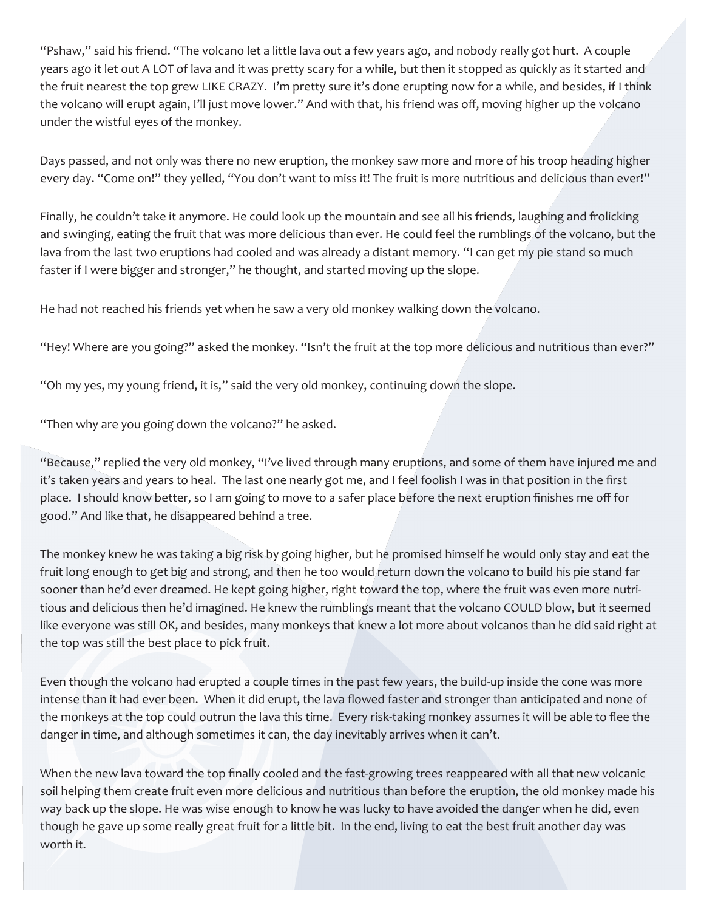"Pshaw," said his friend. "The volcano let a little lava out a few years ago, and nobody really got hurt. A couple years ago it let out A LOT of lava and it was pretty scary for a while, but then it stopped as quickly as it started and the fruit nearest the top grew LIKE CRAZY. I'm pretty sure it's done erupting now for a while, and besides, if I think the volcano will erupt again, I'll just move lower." And with that, his friend was off, moving higher up the volcano under the wistful eyes of the monkey.

Days passed, and not only was there no new eruption, the monkey saw more and more of his troop heading higher every day. "Come on!" they yelled, "You don't want to miss it! The fruit is more nutritious and delicious than ever!"

Finally, he couldn't take it anymore. He could look up the mountain and see all his friends, laughing and frolicking and swinging, eating the fruit that was more delicious than ever. He could feel the rumblings of the volcano, but the lava from the last two eruptions had cooled and was already a distant memory. "I can get my pie stand so much faster if I were bigger and stronger," he thought, and started moving up the slope.

He had not reached his friends yet when he saw a very old monkey walking down the volcano.

"Hey! Where are you going?" asked the monkey. "Isn't the fruit at the top more delicious and nutritious than ever?"

"Oh my yes, my young friend, it is," said the very old monkey, continuing down the slope.

"Then why are you going down the volcano?" he asked.

"Because," replied the very old monkey, "I've lived through many eruptions, and some of them have injured me and it's taken years and years to heal. The last one nearly got me, and I feel foolish I was in that position in the first place. I should know better, so I am going to move to a safer place before the next eruption finishes me off for good." And like that, he disappeared behind a tree.

The monkey knew he was taking a big risk by going higher, but he promised himself he would only stay and eat the fruit long enough to get big and strong, and then he too would return down the volcano to build his pie stand far sooner than he'd ever dreamed. He kept going higher, right toward the top, where the fruit was even more nutritious and delicious then he'd imagined. He knew the rumblings meant that the volcano COULD blow, but it seemed like everyone was still OK, and besides, many monkeys that knew a lot more about volcanos than he did said right at the top was still the best place to pick fruit.

Even though the volcano had erupted a couple times in the past few years, the build-up inside the cone was more intense than it had ever been. When it did erupt, the lava flowed faster and stronger than anticipated and none of the monkeys at the top could outrun the lava this time. Every risk-taking monkey assumes it will be able to flee the danger in time, and although sometimes it can, the day inevitably arrives when it can't.

When the new lava toward the top finally cooled and the fast-growing trees reappeared with all that new volcanic soil helping them create fruit even more delicious and nutritious than before the eruption, the old monkey made his way back up the slope. He was wise enough to know he was lucky to have avoided the danger when he did, even though he gave up some really great fruit for a little bit. In the end, living to eat the best fruit another day was worth it.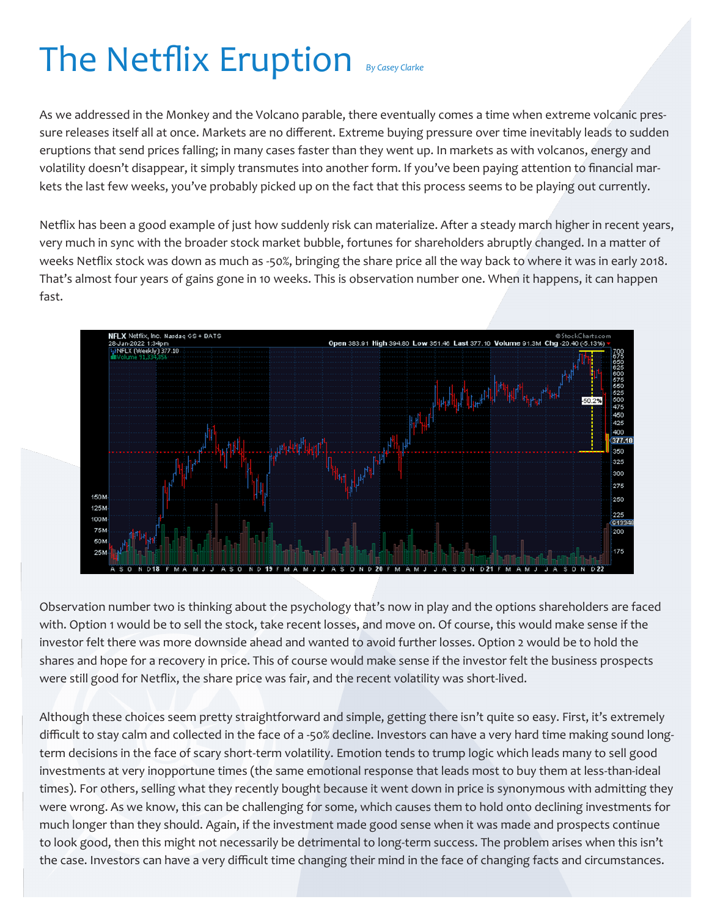# The Netflix Eruption

*By Casey Clarke*

As we addressed in the Monkey and the Volcano parable, there eventually comes a time when extreme volcanic pressure releases itself all at once. Markets are no different. Extreme buying pressure over time inevitably leads to sudden eruptions that send prices falling; in many cases faster than they went up. In markets as with volcanos, energy and volatility doesn't disappear, it simply transmutes into another form. If you've been paying attention to financial markets the last few weeks, you've probably picked up on the fact that this process seems to be playing out currently.

Netflix has been a good example of just how suddenly risk can materialize. After a steady march higher in recent years, very much in sync with the broader stock market bubble, fortunes for shareholders abruptly changed. In a matter of weeks Netflix stock was down as much as -50%, bringing the share price all the way back to where it was in early 2018. That's almost four years of gains gone in 10 weeks. This is observation number one. When it happens, it can happen fast.

Observation number two is thinking about the psychology that's now in play and the options shareholders are faced with. Option 1 would be to sell the stock, take recent losses, and move on. Of course, this would make sense if the investor felt there was more downside ahead and wanted to avoid further losses. Option 2 would be to hold the shares and hope for a recovery in price. This of course would make sense if the investor felt the business prospects were still good for Netflix, the share price was fair, and the recent volatility was short-lived.

Although these choices seem pretty straightforward and simple, getting there isn't quite so easy. First, it's extremely difficult to stay calm and collected in the face of a -50% decline. Investors can have a very hard time making sound long-term decisions in the face of scary short-term volatility. Emotion tends to trump logic which leads many to sell good investments at very inopportune times (the same emotional response that leads most to buy them at less-than-ideal times). For others, selling what they recently bought because it went down in price is synonymous with admitting they were wrong. As we know, this can be challenging for some, which causes them to hold onto declining investments for much longer than they should. Again, if the investment made good sense when it was made and prospects continue to look good, then this might not necessarily be detrimental to long-term success. The problem arises when this isn't the case. Investors can have a very difficult time changing their mind in the face of changing facts and circumstances.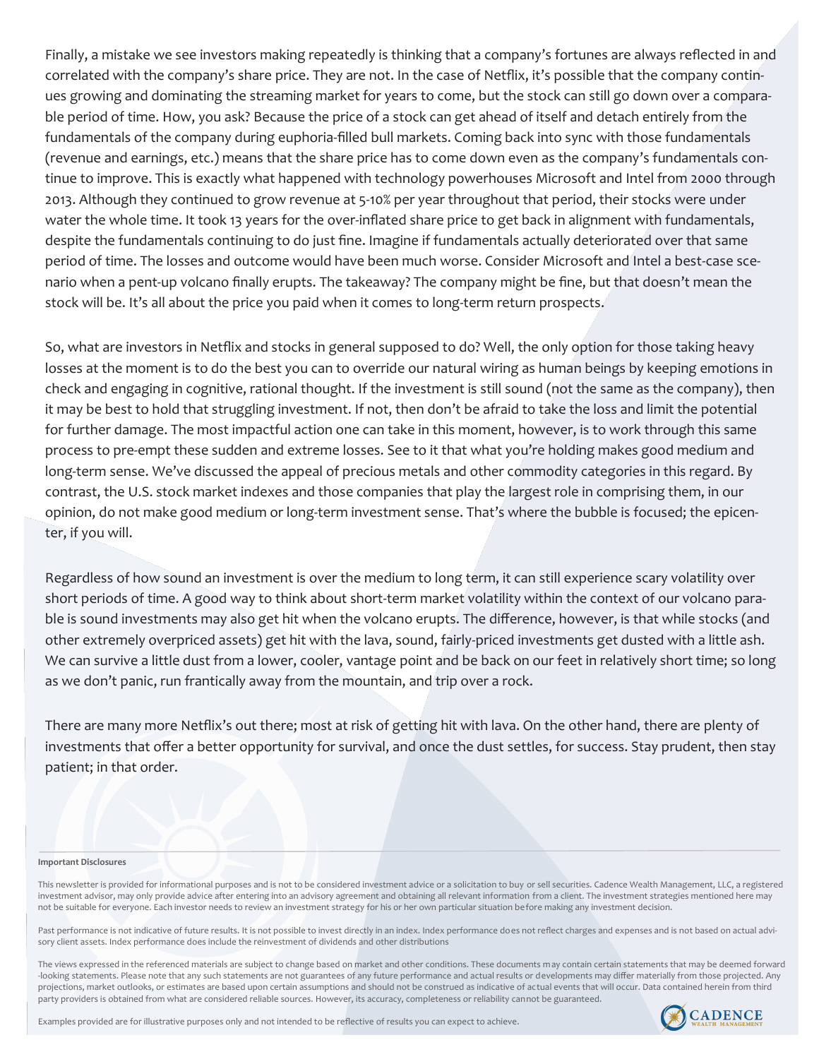Finally, a mistake we see investors making repeatedly is thinking that a company's fortunes are always reflected in and correlated with the company's share price. They are not. In the case of Netflix, it's possible that the company continues growing and dominating the streaming market for years to come, but the stock can still go down over a comparable period of time. How, you ask? Because the price of a stock can get ahead of itself and detach entirely from the fundamentals of the company during euphoria-filled bull markets. Coming back into sync with those fundamentals (revenue and earnings, etc.) means that the share price has to come down even as the company's fundamentals continue to improve. This is exactly what happened with technology powerhouses Microsoft and Intel from 2000 through 2013. Although they continued to grow revenue at 5-10% per year throughout that period, their stocks were under water the whole time. It took 13 years for the over-inflated share price to get back in alignment with fundamentals, despite the fundamentals continuing to do just fine. Imagine if fundamentals actually deteriorated over that same period of time. The losses and outcome would have been much worse. Consider Microsoft and Intel a best-case scenario when a pent-up volcano finally erupts. The takeaway? The company might be fine, but that doesn't mean the stock will be. It's all about the price you paid when it comes to long-term return prospects.

So, what are investors in Netflix and stocks in general supposed to do? Well, the only option for those taking heavy losses at the moment is to do the best you can to override our natural wiring as human beings by keeping emotions in check and engaging in cognitive, rational thought. If the investment is still sound (not the same as the company), then it may be best to hold that struggling investment. If not, then don't be afraid to take the loss and limit the potential for further damage. The most impactful action one can take in this moment, however, is to work through this same process to pre-empt these sudden and extreme losses. See to it that what you're holding makes good medium and long-term sense. We've discussed the appeal of precious metals and other commodity categories in this regard. By contrast, the U.S. stock market indexes and those companies that play the largest role in comprising them, in our opinion, do not make good medium or long-term investment sense. That's where the bubble is focused; the epicenter, if you will.

Regardless of how sound an investment is over the medium to long term, it can still experience scary volatility over short periods of time. A good way to think about short-term market volatility within the context of our volcano parable is sound investments may also get hit when the volcano erupts. The difference, however, is that while stocks (and other extremely overpriced assets) get hit with the lava, sound, fairly-priced investments get dusted with a little ash. We can survive a little dust from a lower, cooler, vantage point and be back on our feet in relatively short time; so long as we don't panic, run frantically away from the mountain, and trip over a rock.

There are many more Netflix's out there; most at risk of getting hit with lava. On the other hand, there are plenty of investments that offer a better opportunity for survival, and once the dust settles, for success. Stay prudent, then stay patient; in that order.

---

**Important Disclosures**

This newsletter is provided for informational purposes and is not to be considered investment advice or a solicitation to buy or sell securities. Cadence Wealth Management, LLC, a registered investment advisor, may only provide advice after entering into an advisory agreement and obtaining all relevant information from a client. The investment strategies mentioned here may not be suitable for everyone. Each investor needs to review an investment strategy for his or her own particular situation before making any investment decision.

Past performance is not indicative of future results. It is not possible to invest directly in an index. Index performance does not reflect charges and expenses and is not based on actual advisory client assets. Index performance does include the reinvestment of dividends and other distributions

The views expressed in the referenced materials are subject to change based on market and other conditions. These documents may contain certain statements that may be deemed forward-looking statements. Please note that any such statements are not guarantees of any future performance and actual results or developments may differ materially from those projected. Any projections, market outlooks, or estimates are based upon certain assumptions and should not be construed as indicative of actual events that will occur. Data contained herein from third party providers is obtained from what are considered reliable sources. However, its accuracy, completeness or reliability cannot be guaranteed.

Examples provided are for illustrative purposes only and not intended to be reflective of results you can expect to achieve.

CADENCE WEALTH MANAGEMENT